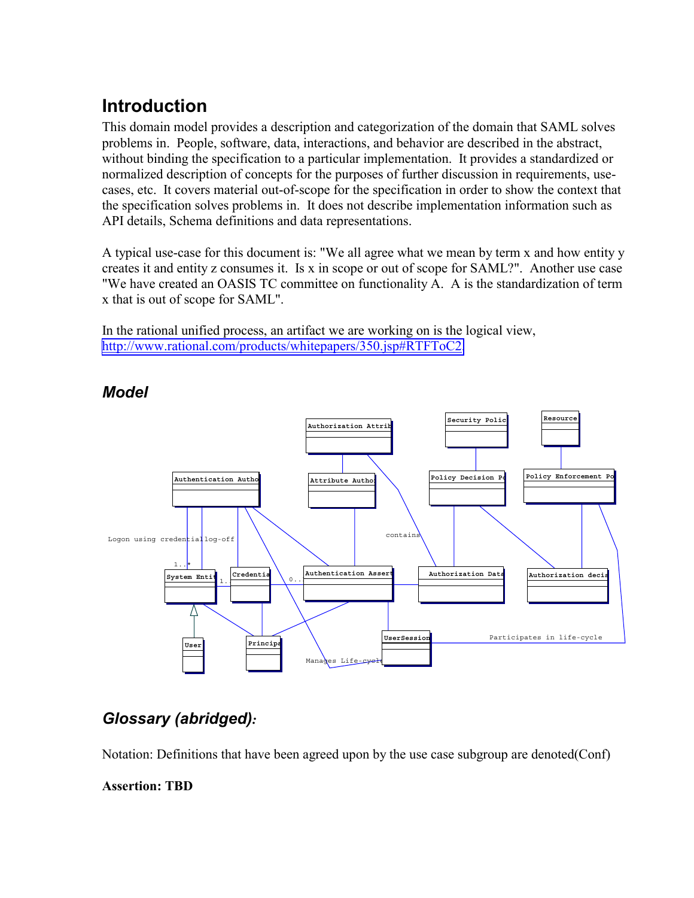## Introduction

This domain model provides a description and categorization of the domain that SAML solves problems in. People, software, data, interactions, and behavior are described in the abstract, without binding the specification to a particular implementation. It provides a standardized or normalized description of concepts for the purposes of further discussion in requirements, use-cases, etc. It covers material out-of-scope for the specification in order to show the context that the specification solves problems in. It does not describe implementation information such as API details, Schema definitions and data representations.

A typical use-case for this document is: "We all agree what we mean by term x and how entity y creates it and entity z consumes it. Is x in scope or out of scope for SAML?". Another use case "We have created an OASIS TC committee on functionality A. A is the standardization of term x that is out of scope for SAML".

In the rational unified process, an artifact we are working on is the logical view, http://www.rational.com/products/whitepapers/350.jsp#RTFToC2.

### *Model*

### *Glossary (abridged):*

Notation: Definitions that have been agreed upon by the use case subgroup are denoted(Conf)

**Assertion: TBD**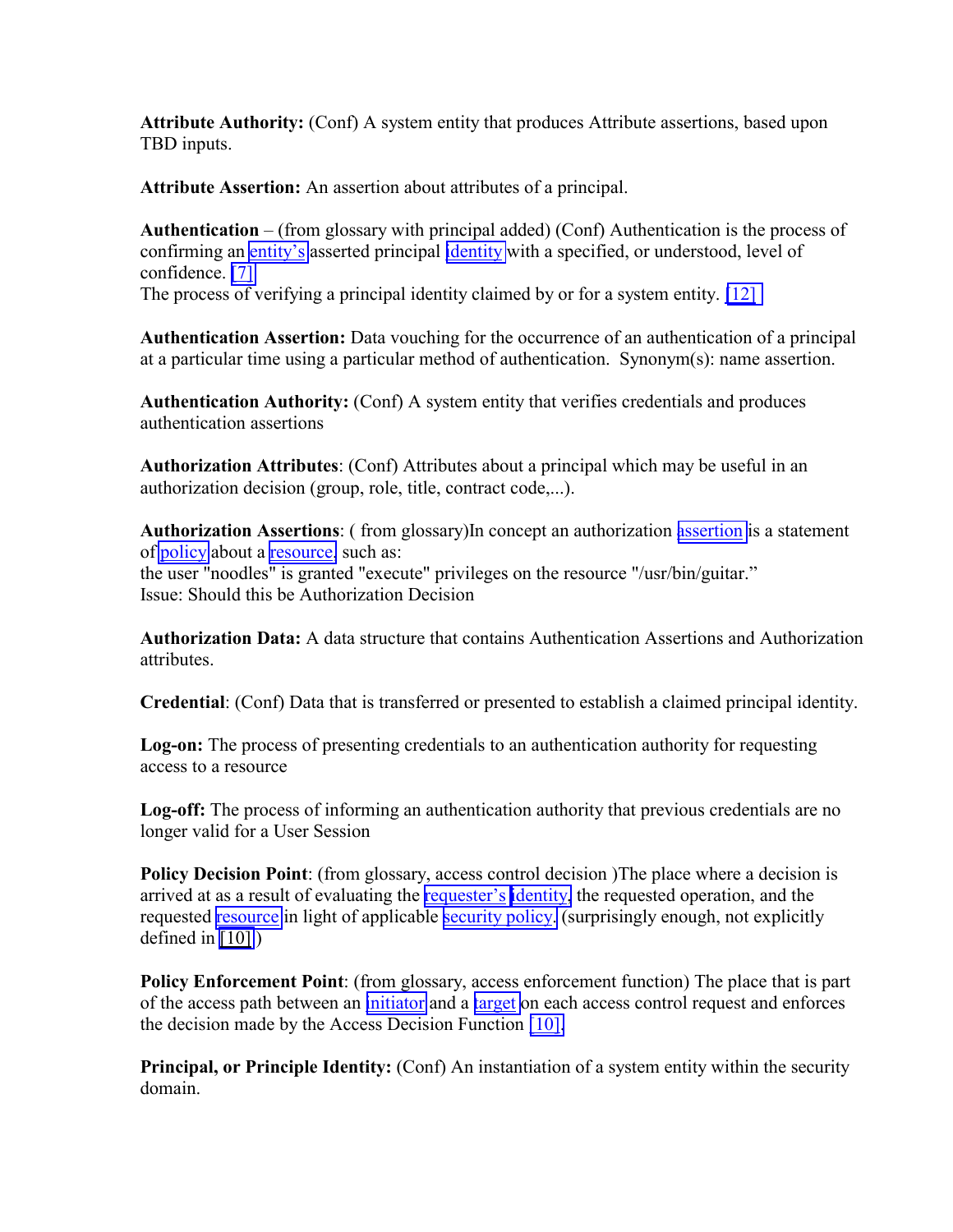**Attribute Authority:** (Conf) A system entity that produces Attribute assertions, based upon TBD inputs.

**Attribute Assertion:** An assertion about attributes of a principal.

**Authentication** – (from glossary with principal added) (Conf) Authentication is the process of confirming an entity's asserted principal identity with a specified, or understood, level of confidence. [7]
The process of verifying a principal identity claimed by or for a system entity. [12]

**Authentication Assertion:** Data vouching for the occurrence of an authentication of a principal at a particular time using a particular method of authentication. Synonym(s): name assertion.

**Authentication Authority:** (Conf) A system entity that verifies credentials and produces authentication assertions

**Authorization Attributes**: (Conf) Attributes about a principal which may be useful in an authorization decision (group, role, title, contract code,...).

**Authorization Assertions**: ( from glossary)In concept an authorization assertion is a statement of policy about a resource, such as:
the user "noodles" is granted "execute" privileges on the resource "/usr/bin/guitar."
Issue: Should this be Authorization Decision

**Authorization Data:** A data structure that contains Authentication Assertions and Authorization attributes.

**Credential**: (Conf) Data that is transferred or presented to establish a claimed principal identity.

**Log-on:** The process of presenting credentials to an authentication authority for requesting access to a resource

**Log-off:** The process of informing an authentication authority that previous credentials are no longer valid for a User Session

**Policy Decision Point**: (from glossary, access control decision )The place where a decision is arrived at as a result of evaluating the requester's identity, the requested operation, and the requested resource in light of applicable security policy. (surprisingly enough, not explicitly defined in [10])

**Policy Enforcement Point**: (from glossary, access enforcement function) The place that is part of the access path between an initiator and a target on each access control request and enforces the decision made by the Access Decision Function [10].

**Principal, or Principle Identity:** (Conf) An instantiation of a system entity within the security domain.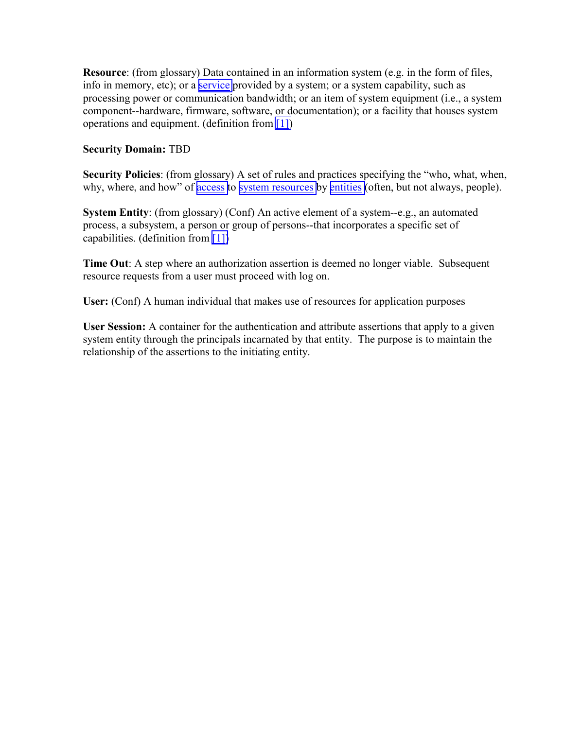**Resource**: (from glossary) Data contained in an information system (e.g. in the form of files, info in memory, etc); or a service provided by a system; or a system capability, such as processing power or communication bandwidth; or an item of system equipment (i.e., a system component--hardware, firmware, software, or documentation); or a facility that houses system operations and equipment. (definition from [1])

**Security Domain:** TBD

**Security Policies**: (from glossary) A set of rules and practices specifying the "who, what, when, why, where, and how" of access to system resources by entities (often, but not always, people).

**System Entity**: (from glossary) (Conf) An active element of a system--e.g., an automated process, a subsystem, a person or group of persons--that incorporates a specific set of capabilities. (definition from [1])

**Time Out**: A step where an authorization assertion is deemed no longer viable. Subsequent resource requests from a user must proceed with log on.

**User:** (Conf) A human individual that makes use of resources for application purposes

**User Session:** A container for the authentication and attribute assertions that apply to a given system entity through the principals incarnated by that entity. The purpose is to maintain the relationship of the assertions to the initiating entity.